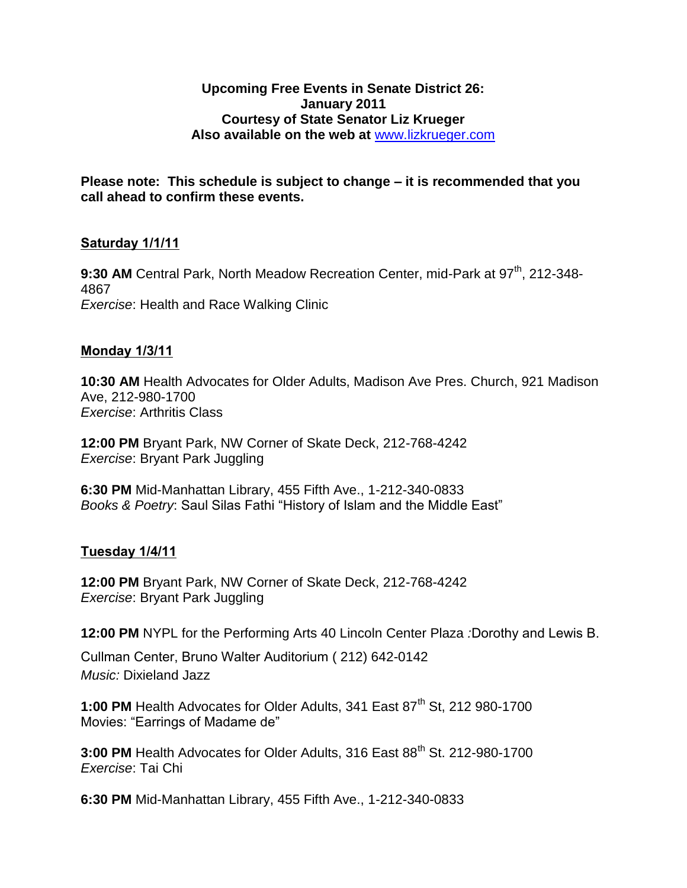**Upcoming Free Events in Senate District 26:**
**January 2011**
**Courtesy of State Senator Liz Krueger**
**Also available on the web at** [www.lizkrueger.com](http://www.lizkrueger.com)

**Please note: This schedule is subject to change – it is recommended that you call ahead to confirm these events.**

**Saturday 1/1/11**

**9:30 AM** Central Park, North Meadow Recreation Center, mid-Park at 97th, 212-348-4867
*Exercise*: Health and Race Walking Clinic

**Monday 1/3/11**

**10:30 AM** Health Advocates for Older Adults, Madison Ave Pres. Church, 921 Madison Ave, 212-980-1700
*Exercise*: Arthritis Class

**12:00 PM** Bryant Park, NW Corner of Skate Deck, 212-768-4242
*Exercise*: Bryant Park Juggling

**6:30 PM** Mid-Manhattan Library, 455 Fifth Ave., 1-212-340-0833
*Books & Poetry*: Saul Silas Fathi "History of Islam and the Middle East"

**Tuesday 1/4/11**

**12:00 PM** Bryant Park, NW Corner of Skate Deck, 212-768-4242
*Exercise*: Bryant Park Juggling

**12:00 PM** NYPL for the Performing Arts 40 Lincoln Center Plaza *:*Dorothy and Lewis B. Cullman Center, Bruno Walter Auditorium ( 212) 642-0142
*Music:* Dixieland Jazz

**1:00 PM** Health Advocates for Older Adults, 341 East 87th St, 212 980-1700
Movies: "Earrings of Madame de"

**3:00 PM** Health Advocates for Older Adults, 316 East 88th St. 212-980-1700
*Exercise*: Tai Chi

**6:30 PM** Mid-Manhattan Library, 455 Fifth Ave., 1-212-340-0833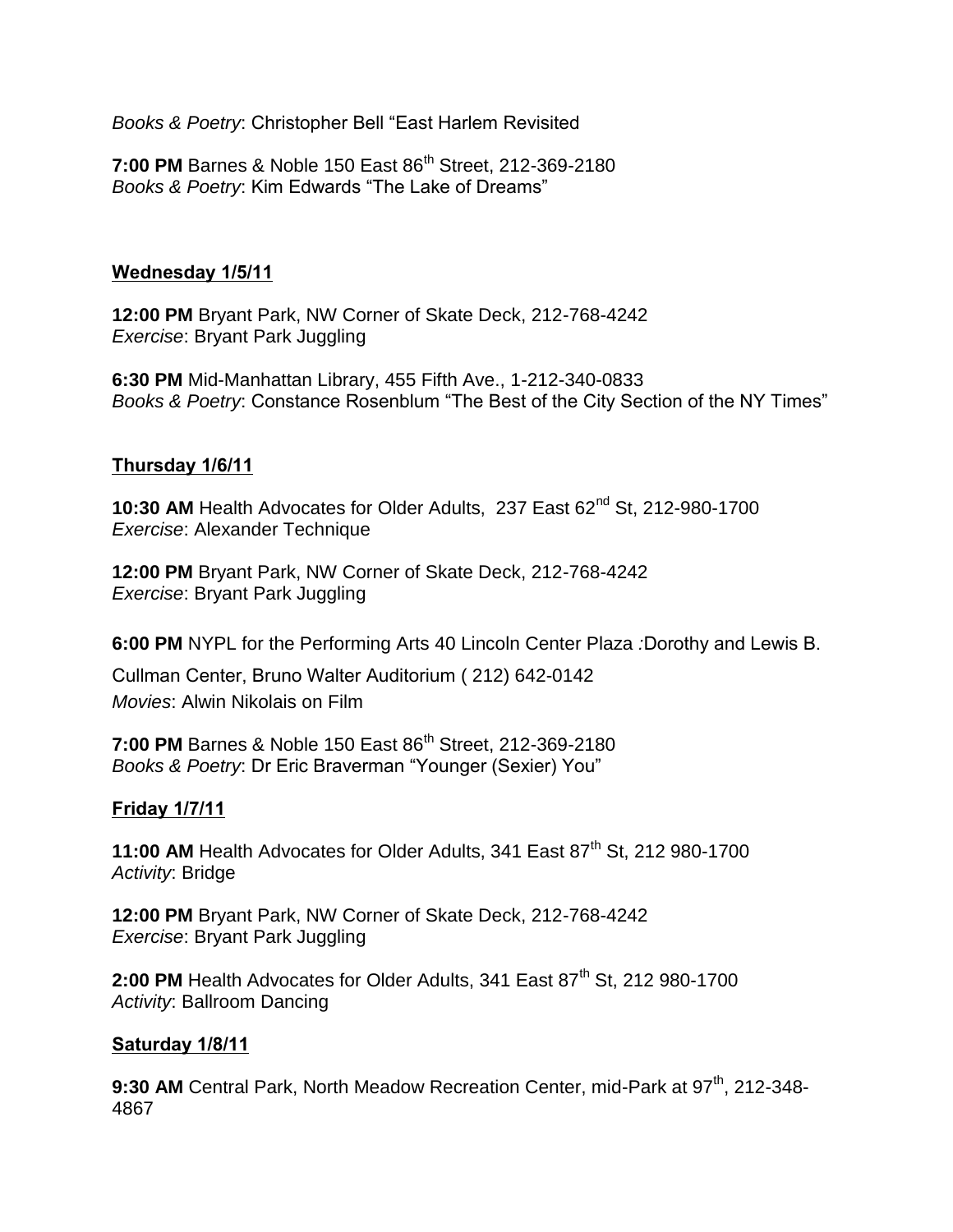*Books & Poetry*: Christopher Bell "East Harlem Revisited

**7:00 PM** Barnes & Noble 150 East 86th Street, 212-369-2180
*Books & Poetry*: Kim Edwards "The Lake of Dreams"

## Wednesday 1/5/11

**12:00 PM** Bryant Park, NW Corner of Skate Deck, 212-768-4242
*Exercise*: Bryant Park Juggling

**6:30 PM** Mid-Manhattan Library, 455 Fifth Ave., 1-212-340-0833
*Books & Poetry*: Constance Rosenblum "The Best of the City Section of the NY Times"

## Thursday 1/6/11

**10:30 AM** Health Advocates for Older Adults, 237 East 62nd St, 212-980-1700
*Exercise*: Alexander Technique

**12:00 PM** Bryant Park, NW Corner of Skate Deck, 212-768-4242
*Exercise*: Bryant Park Juggling

**6:00 PM** NYPL for the Performing Arts 40 Lincoln Center Plaza :Dorothy and Lewis B. Cullman Center, Bruno Walter Auditorium ( 212) 642-0142
*Movies*: Alwin Nikolais on Film

**7:00 PM** Barnes & Noble 150 East 86th Street, 212-369-2180
*Books & Poetry*: Dr Eric Braverman "Younger (Sexier) You"

## Friday 1/7/11

**11:00 AM** Health Advocates for Older Adults, 341 East 87th St, 212 980-1700
*Activity*: Bridge

**12:00 PM** Bryant Park, NW Corner of Skate Deck, 212-768-4242
*Exercise*: Bryant Park Juggling

**2:00 PM** Health Advocates for Older Adults, 341 East 87th St, 212 980-1700
*Activity*: Ballroom Dancing

## Saturday 1/8/11

**9:30 AM** Central Park, North Meadow Recreation Center, mid-Park at 97th, 212-348-4867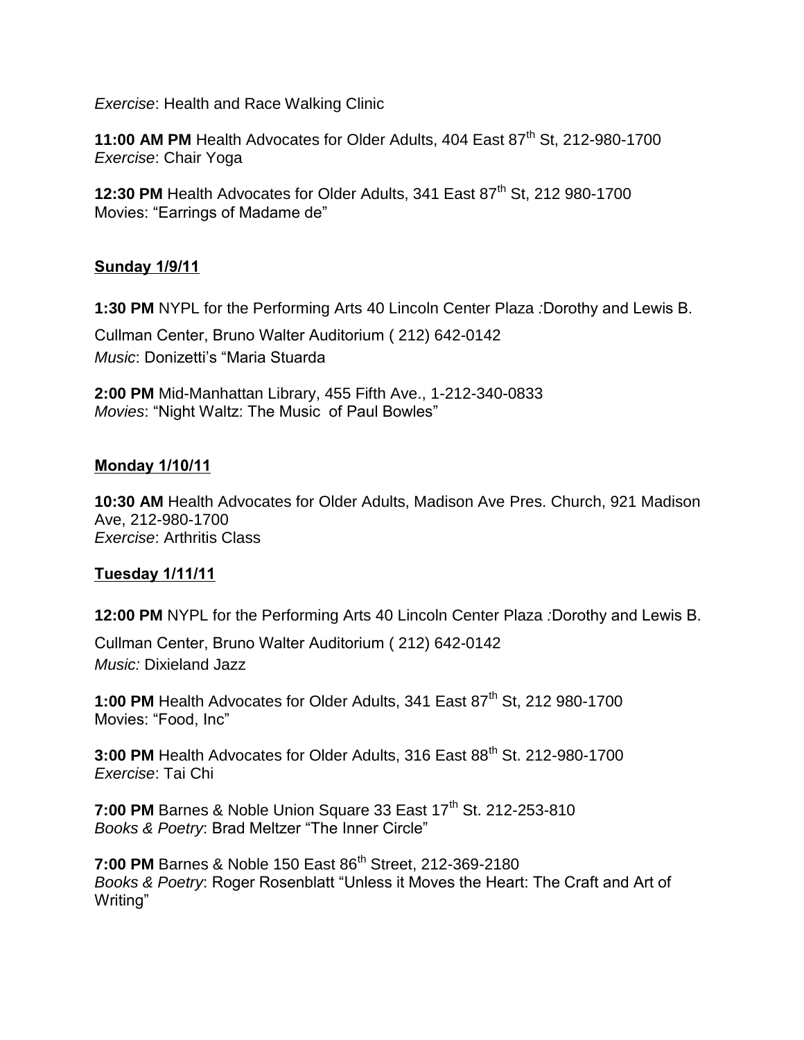*Exercise*: Health and Race Walking Clinic

**11:00 AM PM** Health Advocates for Older Adults, 404 East 87th St, 212-980-1700
*Exercise*: Chair Yoga

**12:30 PM** Health Advocates for Older Adults, 341 East 87th St, 212 980-1700
Movies: "Earrings of Madame de"

**Sunday 1/9/11**

**1:30 PM** NYPL for the Performing Arts 40 Lincoln Center Plaza *:*Dorothy and Lewis B. Cullman Center, Bruno Walter Auditorium ( 212) 642-0142
*Music*: Donizetti's "Maria Stuarda

**2:00 PM** Mid-Manhattan Library, 455 Fifth Ave., 1-212-340-0833
*Movies*: "Night Waltz: The Music of Paul Bowles"

**Monday 1/10/11**

**10:30 AM** Health Advocates for Older Adults, Madison Ave Pres. Church, 921 Madison Ave, 212-980-1700
*Exercise*: Arthritis Class

**Tuesday 1/11/11**

**12:00 PM** NYPL for the Performing Arts 40 Lincoln Center Plaza *:*Dorothy and Lewis B. Cullman Center, Bruno Walter Auditorium ( 212) 642-0142
*Music:* Dixieland Jazz

**1:00 PM** Health Advocates for Older Adults, 341 East 87th St, 212 980-1700
Movies: "Food, Inc"

**3:00 PM** Health Advocates for Older Adults, 316 East 88th St. 212-980-1700
*Exercise*: Tai Chi

**7:00 PM** Barnes & Noble Union Square 33 East 17th St. 212-253-810
*Books & Poetry*: Brad Meltzer "The Inner Circle"

**7:00 PM** Barnes & Noble 150 East 86th Street, 212-369-2180
*Books & Poetry*: Roger Rosenblatt "Unless it Moves the Heart: The Craft and Art of Writing"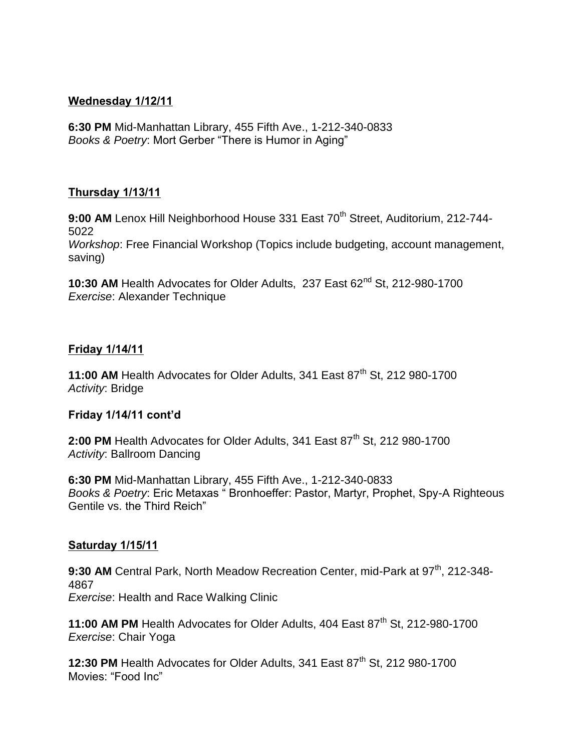**<u>Wednesday 1/12/11</u>**

**6:30 PM** Mid-Manhattan Library, 455 Fifth Ave., 1-212-340-0833
*Books & Poetry*: Mort Gerber "There is Humor in Aging"

**<u>Thursday 1/13/11</u>**

**9:00 AM** Lenox Hill Neighborhood House 331 East 70th Street, Auditorium, 212-744-5022
*Workshop*: Free Financial Workshop (Topics include budgeting, account management, saving)

**10:30 AM** Health Advocates for Older Adults, 237 East 62nd St, 212-980-1700
*Exercise*: Alexander Technique

**<u>Friday 1/14/11</u>**

**11:00 AM** Health Advocates for Older Adults, 341 East 87th St, 212 980-1700
*Activity*: Bridge

**Friday 1/14/11 cont'd**

**2:00 PM** Health Advocates for Older Adults, 341 East 87th St, 212 980-1700
*Activity*: Ballroom Dancing

**6:30 PM** Mid-Manhattan Library, 455 Fifth Ave., 1-212-340-0833
*Books & Poetry*: Eric Metaxas " Bronhoeffer: Pastor, Martyr, Prophet, Spy-A Righteous Gentile vs. the Third Reich"

**<u>Saturday 1/15/11</u>**

**9:30 AM** Central Park, North Meadow Recreation Center, mid-Park at 97th, 212-348-4867
*Exercise*: Health and Race Walking Clinic

**11:00 AM PM** Health Advocates for Older Adults, 404 East 87th St, 212-980-1700
*Exercise*: Chair Yoga

**12:30 PM** Health Advocates for Older Adults, 341 East 87th St, 212 980-1700
Movies: "Food Inc"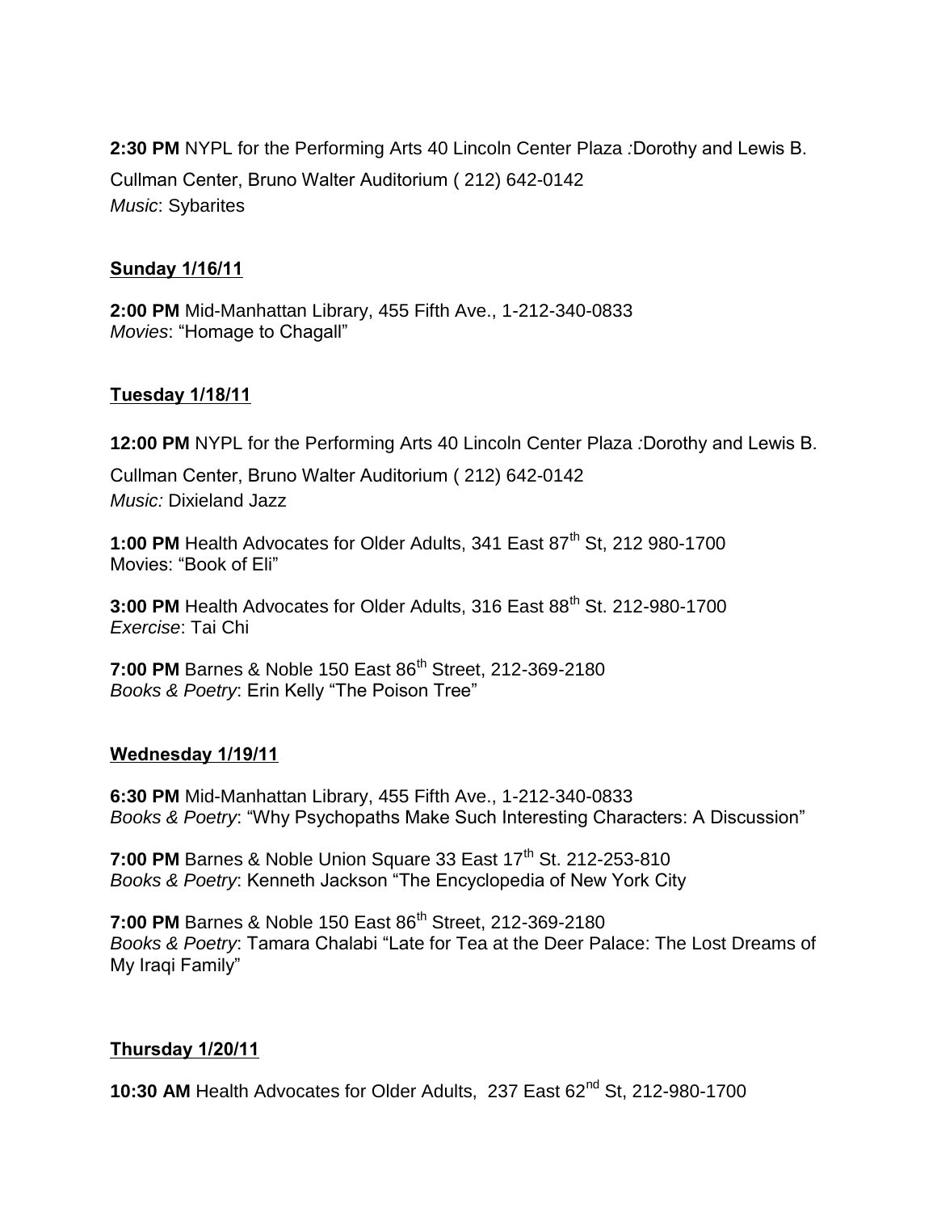**2:30 PM** NYPL for the Performing Arts 40 Lincoln Center Plaza *:*Dorothy and Lewis B. Cullman Center, Bruno Walter Auditorium ( 212) 642-0142
*Music*: Sybarites

**Sunday 1/16/11**

**2:00 PM** Mid-Manhattan Library, 455 Fifth Ave., 1-212-340-0833
*Movies*: "Homage to Chagall"

**Tuesday 1/18/11**

**12:00 PM** NYPL for the Performing Arts 40 Lincoln Center Plaza *:*Dorothy and Lewis B. Cullman Center, Bruno Walter Auditorium ( 212) 642-0142
*Music:* Dixieland Jazz

**1:00 PM** Health Advocates for Older Adults, 341 East 87th St, 212 980-1700
Movies: "Book of Eli"

**3:00 PM** Health Advocates for Older Adults, 316 East 88th St. 212-980-1700
*Exercise*: Tai Chi

**7:00 PM** Barnes & Noble 150 East 86th Street, 212-369-2180
*Books & Poetry*: Erin Kelly "The Poison Tree"

**Wednesday 1/19/11**

**6:30 PM** Mid-Manhattan Library, 455 Fifth Ave., 1-212-340-0833
*Books & Poetry*: "Why Psychopaths Make Such Interesting Characters: A Discussion"

**7:00 PM** Barnes & Noble Union Square 33 East 17th St. 212-253-810
*Books & Poetry*: Kenneth Jackson "The Encyclopedia of New York City

**7:00 PM** Barnes & Noble 150 East 86th Street, 212-369-2180
*Books & Poetry*: Tamara Chalabi "Late for Tea at the Deer Palace: The Lost Dreams of My Iraqi Family"

**Thursday 1/20/11**

**10:30 AM** Health Advocates for Older Adults, 237 East 62nd St, 212-980-1700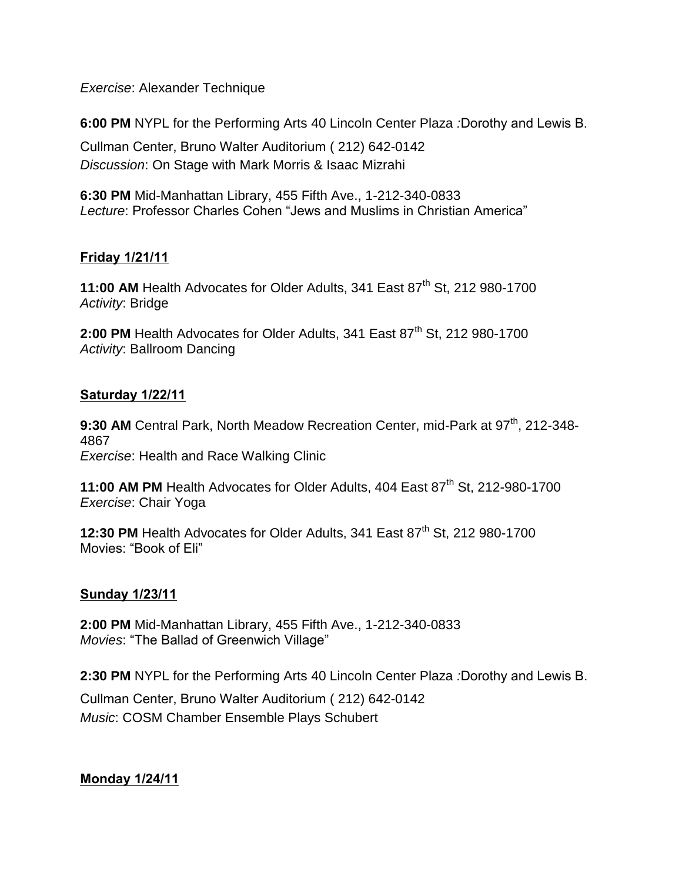*Exercise*: Alexander Technique

**6:00 PM** NYPL for the Performing Arts 40 Lincoln Center Plaza *:*Dorothy and Lewis B. Cullman Center, Bruno Walter Auditorium ( 212) 642-0142
*Discussion*: On Stage with Mark Morris & Isaac Mizrahi

**6:30 PM** Mid-Manhattan Library, 455 Fifth Ave., 1-212-340-0833
*Lecture*: Professor Charles Cohen "Jews and Muslims in Christian America"

**Friday 1/21/11**

**11:00 AM** Health Advocates for Older Adults, 341 East 87th St, 212 980-1700
*Activity*: Bridge

**2:00 PM** Health Advocates for Older Adults, 341 East 87th St, 212 980-1700
*Activity*: Ballroom Dancing

**Saturday 1/22/11**

**9:30 AM** Central Park, North Meadow Recreation Center, mid-Park at 97th, 212-348-4867
*Exercise*: Health and Race Walking Clinic

**11:00 AM PM** Health Advocates for Older Adults, 404 East 87th St, 212-980-1700
*Exercise*: Chair Yoga

**12:30 PM** Health Advocates for Older Adults, 341 East 87th St, 212 980-1700
Movies: "Book of Eli"

**Sunday 1/23/11**

**2:00 PM** Mid-Manhattan Library, 455 Fifth Ave., 1-212-340-0833
*Movies*: "The Ballad of Greenwich Village"

**2:30 PM** NYPL for the Performing Arts 40 Lincoln Center Plaza *:*Dorothy and Lewis B. Cullman Center, Bruno Walter Auditorium ( 212) 642-0142
*Music*: COSM Chamber Ensemble Plays Schubert

**Monday 1/24/11**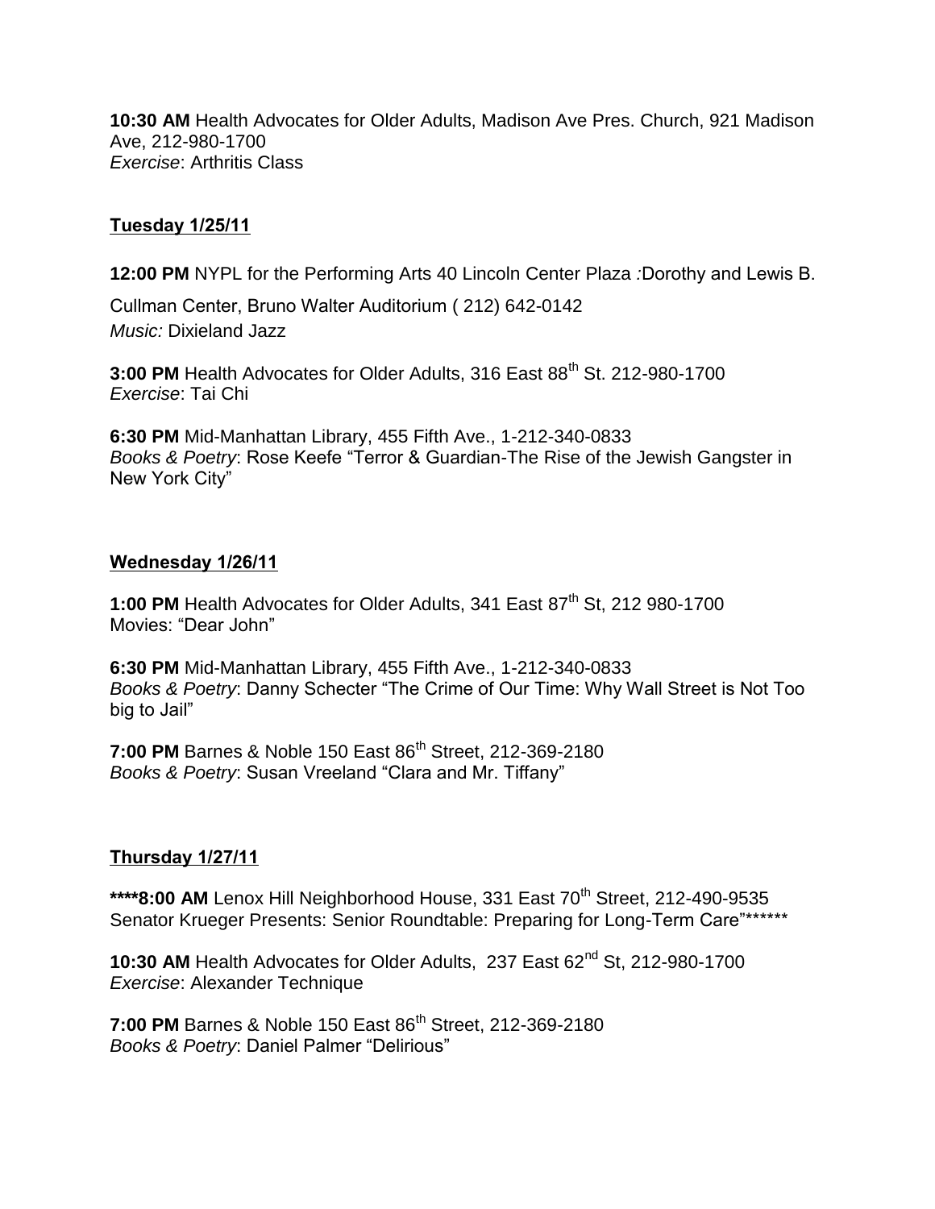**10:30 AM** Health Advocates for Older Adults, Madison Ave Pres. Church, 921 Madison Ave, 212-980-1700
*Exercise*: Arthritis Class

**Tuesday 1/25/11**

**12:00 PM** NYPL for the Performing Arts 40 Lincoln Center Plaza *:*Dorothy and Lewis B. Cullman Center, Bruno Walter Auditorium ( 212) 642-0142
*Music:* Dixieland Jazz

**3:00 PM** Health Advocates for Older Adults, 316 East 88th St. 212-980-1700
*Exercise*: Tai Chi

**6:30 PM** Mid-Manhattan Library, 455 Fifth Ave., 1-212-340-0833
*Books & Poetry*: Rose Keefe "Terror & Guardian-The Rise of the Jewish Gangster in New York City"

**Wednesday 1/26/11**

**1:00 PM** Health Advocates for Older Adults, 341 East 87th St, 212 980-1700
Movies: "Dear John"

**6:30 PM** Mid-Manhattan Library, 455 Fifth Ave., 1-212-340-0833
*Books & Poetry*: Danny Schecter "The Crime of Our Time: Why Wall Street is Not Too big to Jail"

**7:00 PM** Barnes & Noble 150 East 86th Street, 212-369-2180
*Books & Poetry*: Susan Vreeland "Clara and Mr. Tiffany"

**Thursday 1/27/11**

**\*\*\*\*8:00 AM** Lenox Hill Neighborhood House, 331 East 70th Street, 212-490-9535
Senator Krueger Presents: Senior Roundtable: Preparing for Long-Term Care"******

**10:30 AM** Health Advocates for Older Adults, 237 East 62nd St, 212-980-1700
*Exercise*: Alexander Technique

**7:00 PM** Barnes & Noble 150 East 86th Street, 212-369-2180
*Books & Poetry*: Daniel Palmer "Delirious"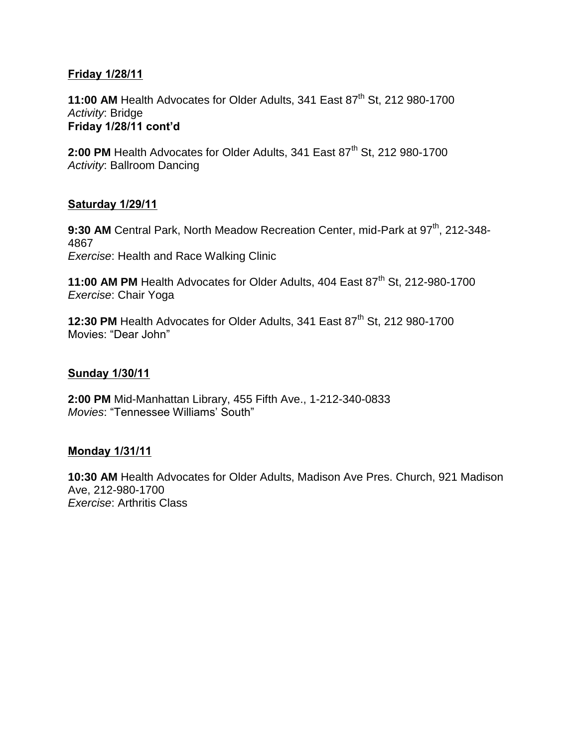**Friday 1/28/11**

**11:00 AM** Health Advocates for Older Adults, 341 East 87th St, 212 980-1700
*Activity*: Bridge
**Friday 1/28/11 cont'd**

**2:00 PM** Health Advocates for Older Adults, 341 East 87th St, 212 980-1700
*Activity*: Ballroom Dancing

**Saturday 1/29/11**

**9:30 AM** Central Park, North Meadow Recreation Center, mid-Park at 97th, 212-348-4867
*Exercise*: Health and Race Walking Clinic

**11:00 AM PM** Health Advocates for Older Adults, 404 East 87th St, 212-980-1700
*Exercise*: Chair Yoga

**12:30 PM** Health Advocates for Older Adults, 341 East 87th St, 212 980-1700
Movies: "Dear John"

**Sunday 1/30/11**

**2:00 PM** Mid-Manhattan Library, 455 Fifth Ave., 1-212-340-0833
*Movies*: "Tennessee Williams' South"

**Monday 1/31/11**

**10:30 AM** Health Advocates for Older Adults, Madison Ave Pres. Church, 921 Madison Ave, 212-980-1700
*Exercise*: Arthritis Class